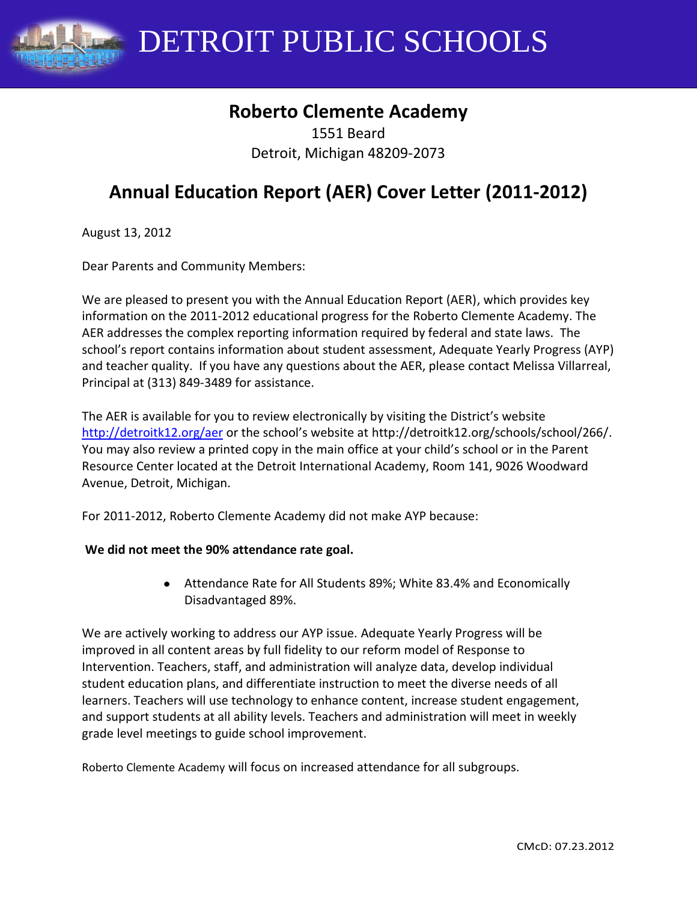# DETROIT PUBLIC SCHOOLS

## Roberto Clemente Academy

1551 Beard
Detroit, Michigan 48209-2073

## Annual Education Report (AER) Cover Letter (2011-2012)

August 13, 2012

Dear Parents and Community Members:

We are pleased to present you with the Annual Education Report (AER), which provides key information on the 2011-2012 educational progress for the Roberto Clemente Academy. The AER addresses the complex reporting information required by federal and state laws. The school's report contains information about student assessment, Adequate Yearly Progress (AYP) and teacher quality. If you have any questions about the AER, please contact Melissa Villarreal, Principal at (313) 849-3489 for assistance.

The AER is available for you to review electronically by visiting the District's website http://detroitk12.org/aer or the school's website at http://detroitk12.org/schools/school/266/. You may also review a printed copy in the main office at your child's school or in the Parent Resource Center located at the Detroit International Academy, Room 141, 9026 Woodward Avenue, Detroit, Michigan.

For 2011-2012, Roberto Clemente Academy did not make AYP because:

**We did not meet the 90% attendance rate goal.**

- Attendance Rate for All Students 89%; White 83.4% and Economically Disadvantaged 89%.

We are actively working to address our AYP issue. Adequate Yearly Progress will be improved in all content areas by full fidelity to our reform model of Response to Intervention. Teachers, staff, and administration will analyze data, develop individual student education plans, and differentiate instruction to meet the diverse needs of all learners. Teachers will use technology to enhance content, increase student engagement, and support students at all ability levels. Teachers and administration will meet in weekly grade level meetings to guide school improvement.

Roberto Clemente Academy will focus on increased attendance for all subgroups.

CMcD: 07.23.2012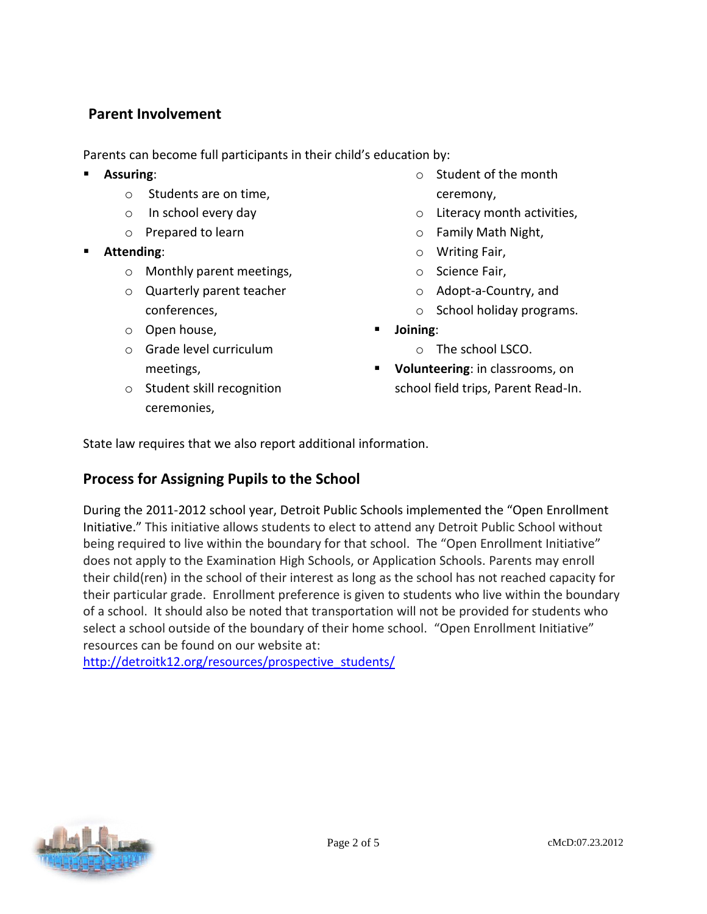## Parent Involvement

Parents can become full participants in their child's education by:

- **Assuring**:
  - Students are on time,
  - In school every day
  - Prepared to learn
- **Attending**:
  - Monthly parent meetings,
  - Quarterly parent teacher conferences,
  - Open house,
  - Grade level curriculum meetings,
  - Student skill recognition ceremonies,
  - Student of the month ceremony,
  - Literacy month activities,
  - Family Math Night,
  - Writing Fair,
  - Science Fair,
  - Adopt-a-Country, and
  - School holiday programs.
- **Joining**:
  - The school LSCO.
- **Volunteering**: in classrooms, on school field trips, Parent Read-In.

State law requires that we also report additional information.

## Process for Assigning Pupils to the School

During the 2011-2012 school year, Detroit Public Schools implemented the "Open Enrollment Initiative." This initiative allows students to elect to attend any Detroit Public School without being required to live within the boundary for that school. The "Open Enrollment Initiative" does not apply to the Examination High Schools, or Application Schools. Parents may enroll their child(ren) in the school of their interest as long as the school has not reached capacity for their particular grade. Enrollment preference is given to students who live within the boundary of a school. It should also be noted that transportation will not be provided for students who select a school outside of the boundary of their home school. "Open Enrollment Initiative" resources can be found on our website at: http://detroitk12.org/resources/prospective_students/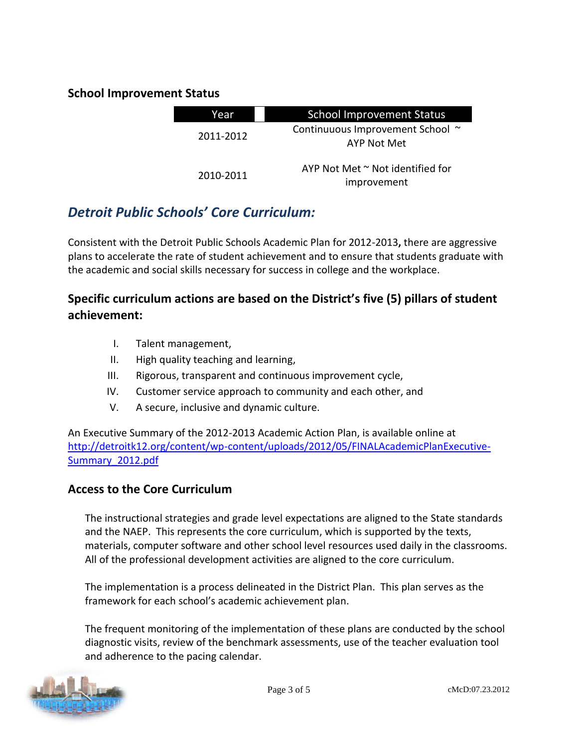## School Improvement Status

| Year | School Improvement Status |
|---|---|
| 2011-2012 | Continuuous Improvement School ~ AYP Not Met |
| 2010-2011 | AYP Not Met ~ Not identified for improvement |

## *Detroit Public Schools' Core Curriculum:*

Consistent with the Detroit Public Schools Academic Plan for 2012-2013**,** there are aggressive plans to accelerate the rate of student achievement and to ensure that students graduate with the academic and social skills necessary for success in college and the workplace.

### Specific curriculum actions are based on the District's five (5) pillars of student achievement:

I. Talent management,
II. High quality teaching and learning,
III. Rigorous, transparent and continuous improvement cycle,
IV. Customer service approach to community and each other, and
V. A secure, inclusive and dynamic culture.

An Executive Summary of the 2012-2013 Academic Action Plan, is available online at [http://detroitk12.org/content/wp-content/uploads/2012/05/FINALAcademicPlanExecutive-Summary_2012.pdf](http://detroitk12.org/content/wp-content/uploads/2012/05/FINALAcademicPlanExecutive-Summary_2012.pdf)

### Access to the Core Curriculum

The instructional strategies and grade level expectations are aligned to the State standards and the NAEP. This represents the core curriculum, which is supported by the texts, materials, computer software and other school level resources used daily in the classrooms. All of the professional development activities are aligned to the core curriculum.

The implementation is a process delineated in the District Plan. This plan serves as the framework for each school's academic achievement plan.

The frequent monitoring of the implementation of these plans are conducted by the school diagnostic visits, review of the benchmark assessments, use of the teacher evaluation tool and adherence to the pacing calendar.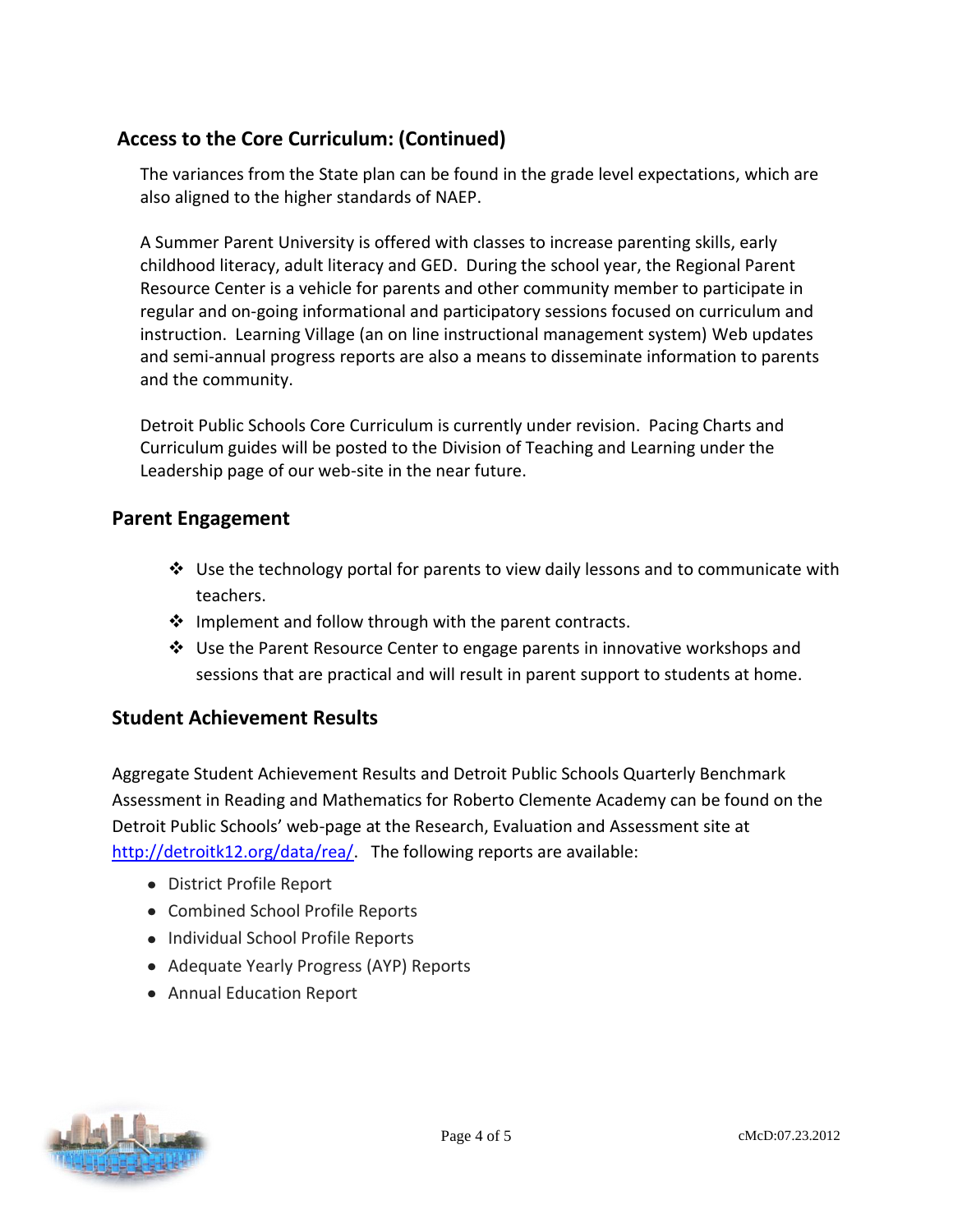## Access to the Core Curriculum: (Continued)

The variances from the State plan can be found in the grade level expectations, which are also aligned to the higher standards of NAEP.

A Summer Parent University is offered with classes to increase parenting skills, early childhood literacy, adult literacy and GED. During the school year, the Regional Parent Resource Center is a vehicle for parents and other community member to participate in regular and on-going informational and participatory sessions focused on curriculum and instruction. Learning Village (an on line instructional management system) Web updates and semi-annual progress reports are also a means to disseminate information to parents and the community.

Detroit Public Schools Core Curriculum is currently under revision. Pacing Charts and Curriculum guides will be posted to the Division of Teaching and Learning under the Leadership page of our web-site in the near future.

## Parent Engagement

- Use the technology portal for parents to view daily lessons and to communicate with teachers.
- Implement and follow through with the parent contracts.
- Use the Parent Resource Center to engage parents in innovative workshops and sessions that are practical and will result in parent support to students at home.

## Student Achievement Results

Aggregate Student Achievement Results and Detroit Public Schools Quarterly Benchmark Assessment in Reading and Mathematics for Roberto Clemente Academy can be found on the Detroit Public Schools' web-page at the Research, Evaluation and Assessment site at http://detroitk12.org/data/rea/. The following reports are available:

- District Profile Report
- Combined School Profile Reports
- Individual School Profile Reports
- Adequate Yearly Progress (AYP) Reports
- Annual Education Report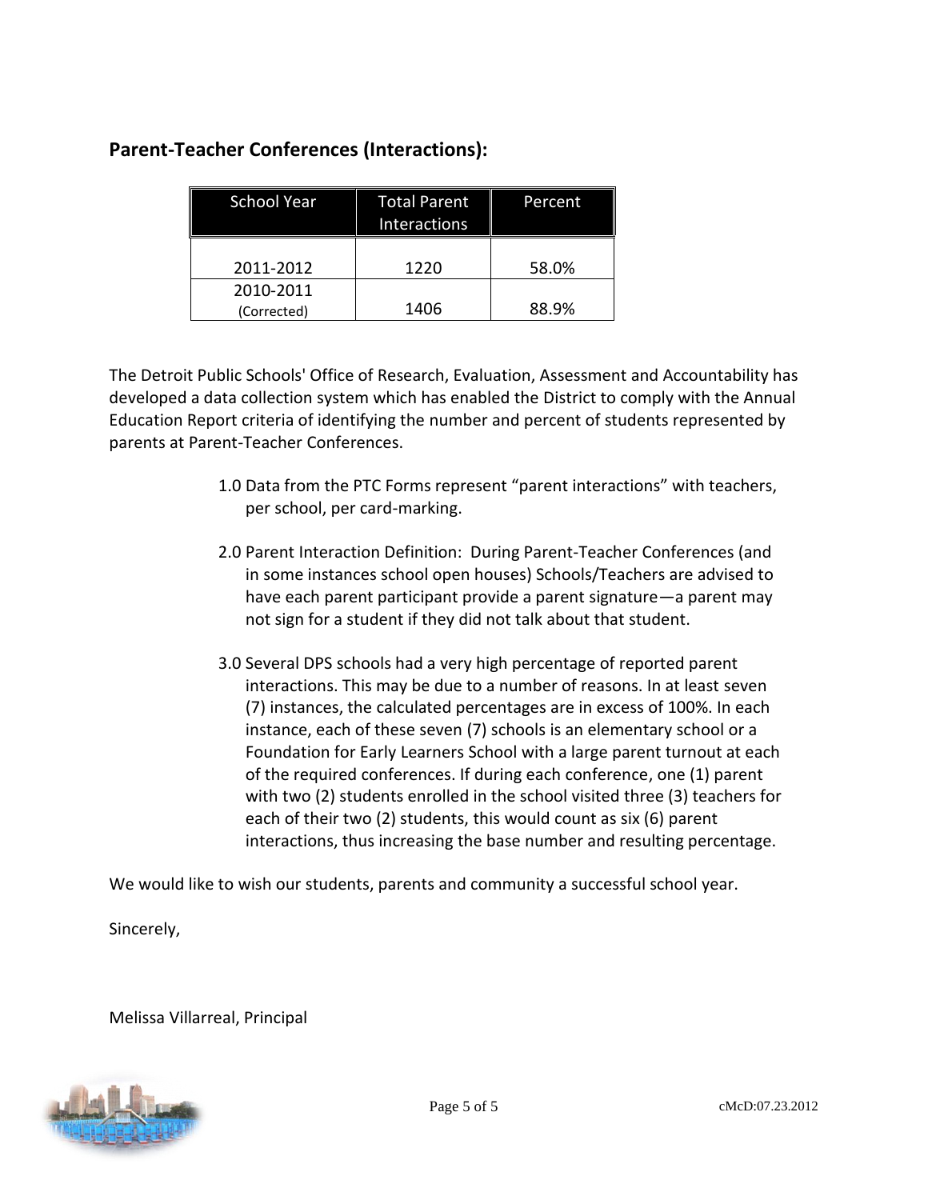## Parent-Teacher Conferences (Interactions):

| School Year | Total Parent Interactions | Percent |
|---|---|---|
| 2011-2012 | 1220 | 58.0% |
| 2010-2011 (Corrected) | 1406 | 88.9% |

The Detroit Public Schools' Office of Research, Evaluation, Assessment and Accountability has developed a data collection system which has enabled the District to comply with the Annual Education Report criteria of identifying the number and percent of students represented by parents at Parent-Teacher Conferences.

1.0 Data from the PTC Forms represent "parent interactions" with teachers, per school, per card-marking.

2.0 Parent Interaction Definition: During Parent-Teacher Conferences (and in some instances school open houses) Schools/Teachers are advised to have each parent participant provide a parent signature—a parent may not sign for a student if they did not talk about that student.

3.0 Several DPS schools had a very high percentage of reported parent interactions. This may be due to a number of reasons. In at least seven (7) instances, the calculated percentages are in excess of 100%. In each instance, each of these seven (7) schools is an elementary school or a Foundation for Early Learners School with a large parent turnout at each of the required conferences. If during each conference, one (1) parent with two (2) students enrolled in the school visited three (3) teachers for each of their two (2) students, this would count as six (6) parent interactions, thus increasing the base number and resulting percentage.

We would like to wish our students, parents and community a successful school year.

Sincerely,

Melissa Villarreal, Principal

cMcD:07.23.2012